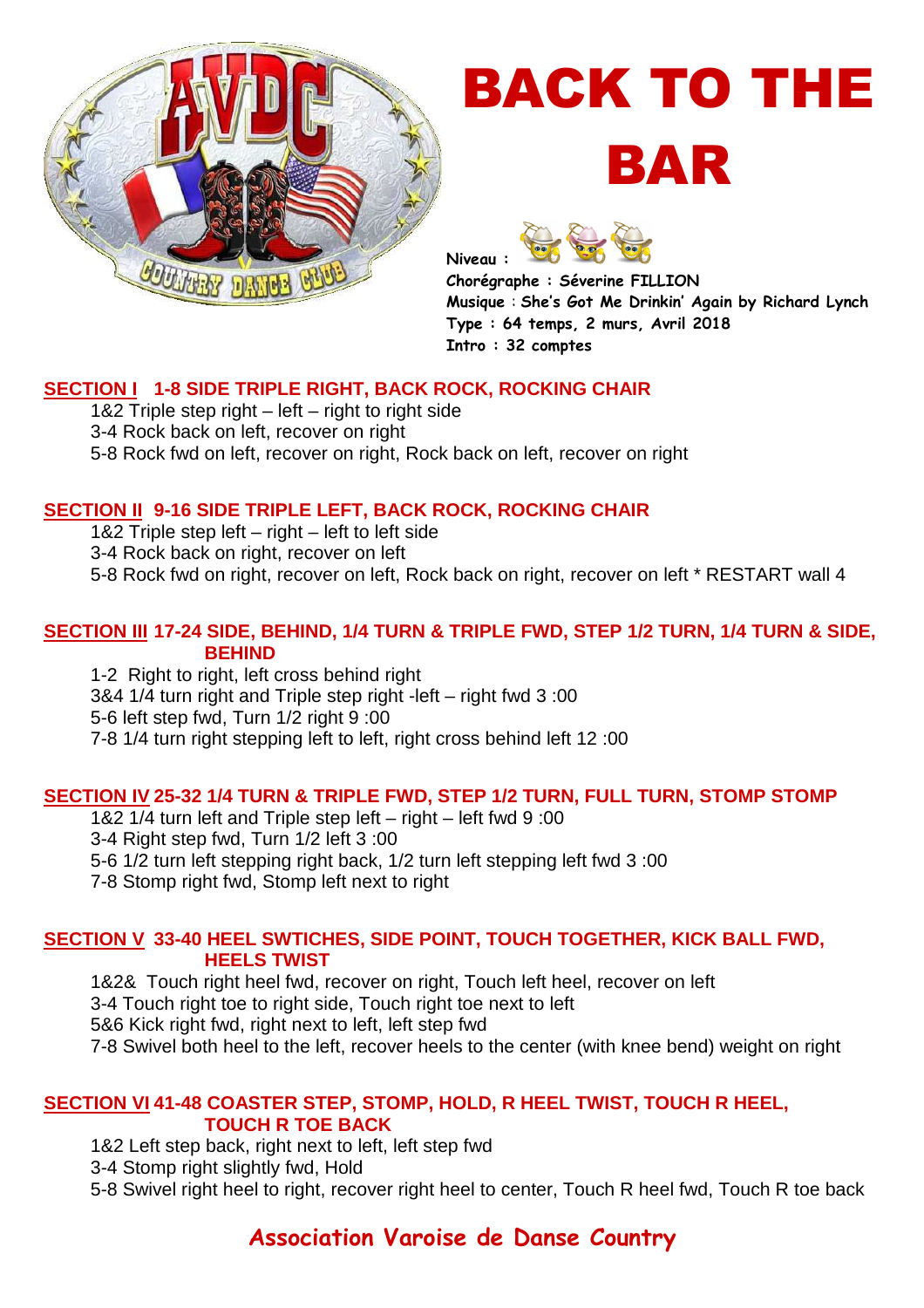# BACK TO THE BAR

**Niveau :**
**Chorégraphe : Séverine FILLION**
**Musique : She's Got Me Drinkin' Again by Richard Lynch**
**Type : 64 temps, 2 murs, Avril 2018**
**Intro : 32 comptes**

### SECTION I 1-8 SIDE TRIPLE RIGHT, BACK ROCK, ROCKING CHAIR

1&2 Triple step right – left – right to right side
3-4 Rock back on left, recover on right
5-8 Rock fwd on left, recover on right, Rock back on left, recover on right

### SECTION II 9-16 SIDE TRIPLE LEFT, BACK ROCK, ROCKING CHAIR

1&2 Triple step left – right – left to left side
3-4 Rock back on right, recover on left
5-8 Rock fwd on right, recover on left, Rock back on right, recover on left * RESTART wall 4

### SECTION III 17-24 SIDE, BEHIND, 1/4 TURN & TRIPLE FWD, STEP 1/2 TURN, 1/4 TURN & SIDE, BEHIND

1-2 Right to right, left cross behind right
3&4 1/4 turn right and Triple step right -left – right fwd 3 :00
5-6 left step fwd, Turn 1/2 right 9 :00
7-8 1/4 turn right stepping left to left, right cross behind left 12 :00

### SECTION IV 25-32 1/4 TURN & TRIPLE FWD, STEP 1/2 TURN, FULL TURN, STOMP STOMP

1&2 1/4 turn left and Triple step left – right – left fwd 9 :00
3-4 Right step fwd, Turn 1/2 left 3 :00
5-6 1/2 turn left stepping right back, 1/2 turn left stepping left fwd 3 :00
7-8 Stomp right fwd, Stomp left next to right

### SECTION V 33-40 HEEL SWTICHES, SIDE POINT, TOUCH TOGETHER, KICK BALL FWD, HEELS TWIST

1&2& Touch right heel fwd, recover on right, Touch left heel, recover on left
3-4 Touch right toe to right side, Touch right toe next to left
5&6 Kick right fwd, right next to left, left step fwd
7-8 Swivel both heel to the left, recover heels to the center (with knee bend) weight on right

### SECTION VI 41-48 COASTER STEP, STOMP, HOLD, R HEEL TWIST, TOUCH R HEEL, TOUCH R TOE BACK

1&2 Left step back, right next to left, left step fwd
3-4 Stomp right slightly fwd, Hold
5-8 Swivel right heel to right, recover right heel to center, Touch R heel fwd, Touch R toe back

**Association Varoise de Danse Country**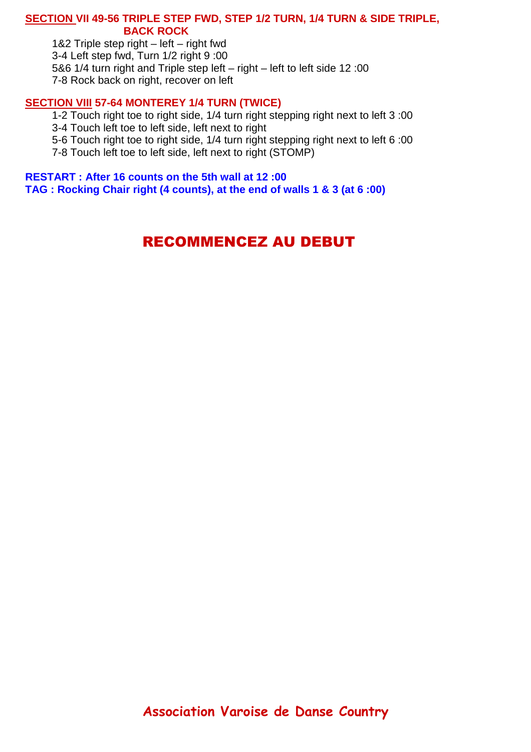**SECTION VII 49-56 TRIPLE STEP FWD, STEP 1/2 TURN, 1/4 TURN & SIDE TRIPLE, BACK ROCK**

1&2 Triple step right – left – right fwd
3-4 Left step fwd, Turn 1/2 right 9 :00
5&6 1/4 turn right and Triple step left – right – left to left side 12 :00
7-8 Rock back on right, recover on left

**SECTION VIII 57-64 MONTEREY 1/4 TURN (TWICE)**

1-2 Touch right toe to right side, 1/4 turn right stepping right next to left 3 :00
3-4 Touch left toe to left side, left next to right
5-6 Touch right toe to right side, 1/4 turn right stepping right next to left 6 :00
7-8 Touch left toe to left side, left next to right (STOMP)

**RESTART : After 16 counts on the 5th wall at 12 :00**
**TAG : Rocking Chair right (4 counts), at the end of walls 1 & 3 (at 6 :00)**

## RECOMMENCEZ AU DEBUT

**Association Varoise de Danse Country**